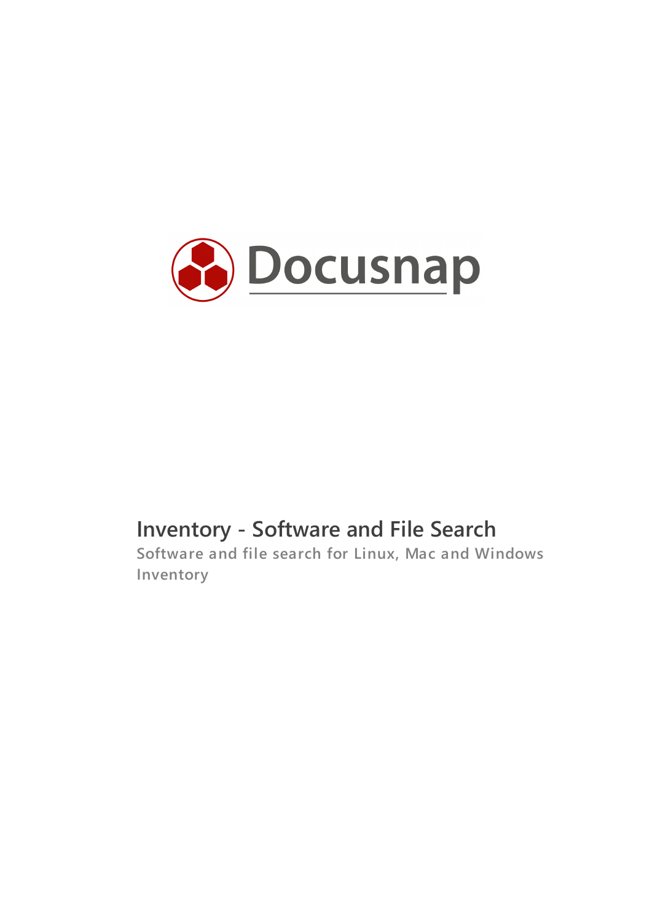Docusnap

# Inventory - Software and File Search

**Software and file search for Linux, Mac and Windows Inventory**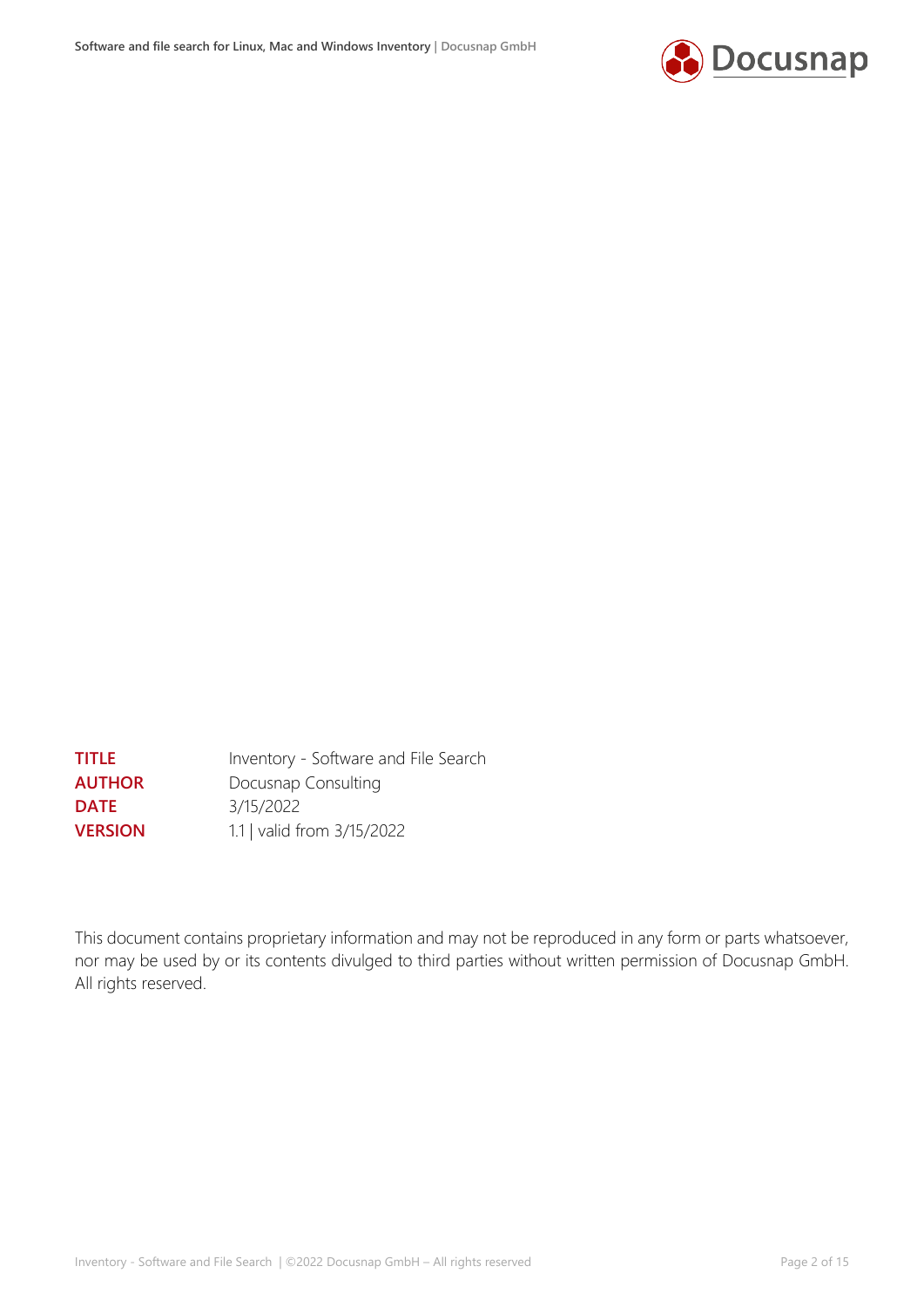| | |
|---|---|
| **TITLE** | Inventory - Software and File Search |
| **AUTHOR** | Docusnap Consulting |
| **DATE** | 3/15/2022 |
| **VERSION** | 1.1 \| valid from 3/15/2022 |

This document contains proprietary information and may not be reproduced in any form or parts whatsoever, nor may be used by or its contents divulged to third parties without written permission of Docusnap GmbH. All rights reserved.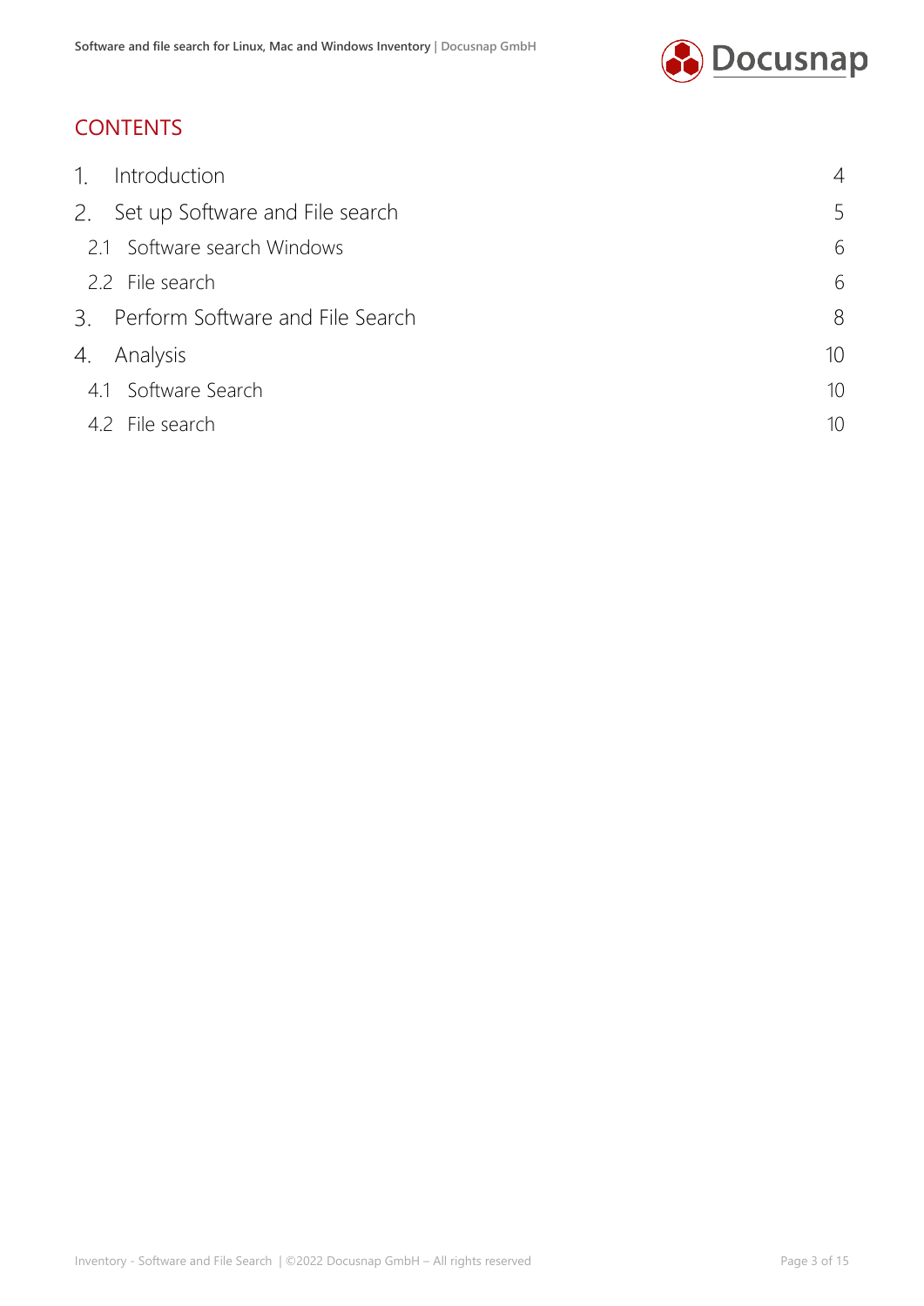## CONTENTS

| | |
|---|---|
| 1. Introduction | 4 |
| 2. Set up Software and File search | 5 |
| 2.1 Software search Windows | 6 |
| 2.2 File search | 6 |
| 3. Perform Software and File Search | 8 |
| 4. Analysis | 10 |
| 4.1 Software Search | 10 |
| 4.2 File search | 10 |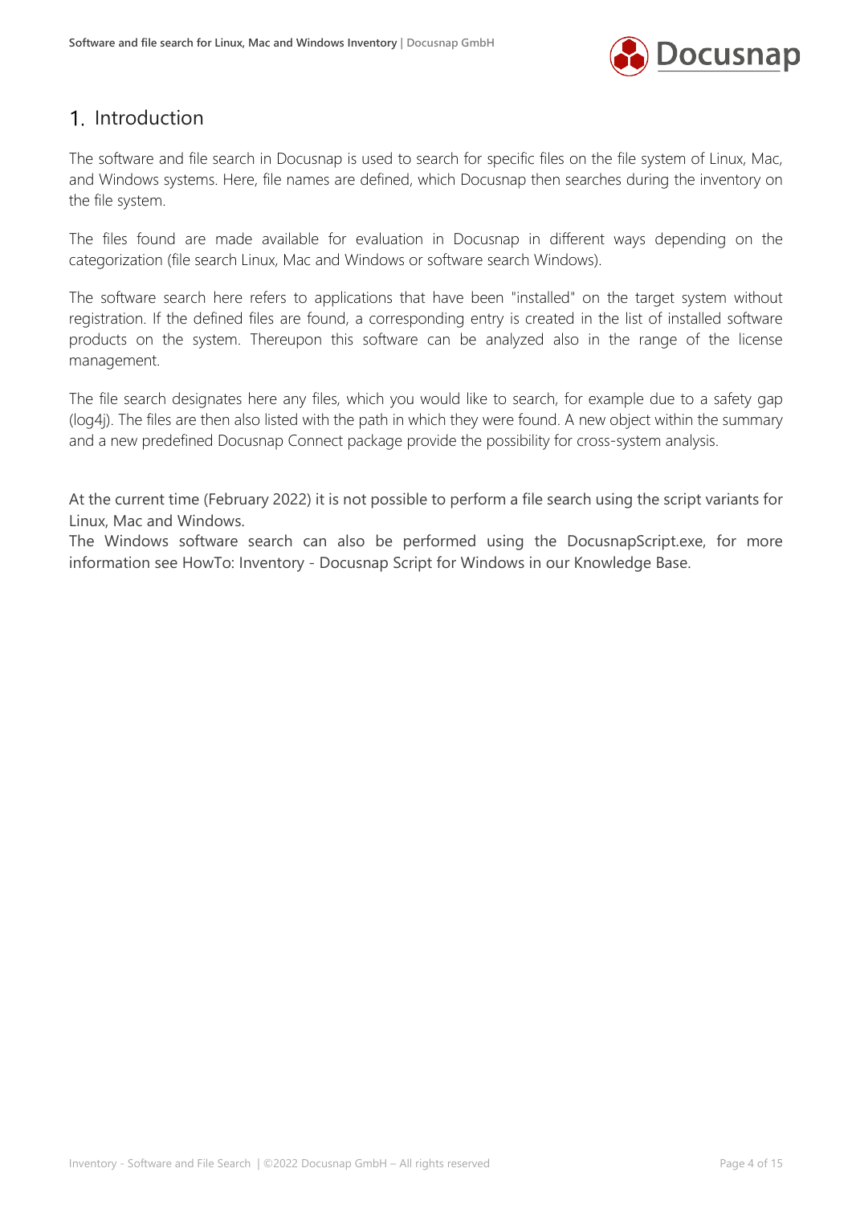# 1. Introduction

The software and file search in Docusnap is used to search for specific files on the file system of Linux, Mac, and Windows systems. Here, file names are defined, which Docusnap then searches during the inventory on the file system.

The files found are made available for evaluation in Docusnap in different ways depending on the categorization (file search Linux, Mac and Windows or software search Windows).

The software search here refers to applications that have been "installed" on the target system without registration. If the defined files are found, a corresponding entry is created in the list of installed software products on the system. Thereupon this software can be analyzed also in the range of the license management.

The file search designates here any files, which you would like to search, for example due to a safety gap (log4j). The files are then also listed with the path in which they were found. A new object within the summary and a new predefined Docusnap Connect package provide the possibility for cross-system analysis.

At the current time (February 2022) it is not possible to perform a file search using the script variants for Linux, Mac and Windows.
The Windows software search can also be performed using the DocusnapScript.exe, for more information see HowTo: Inventory - Docusnap Script for Windows in our Knowledge Base.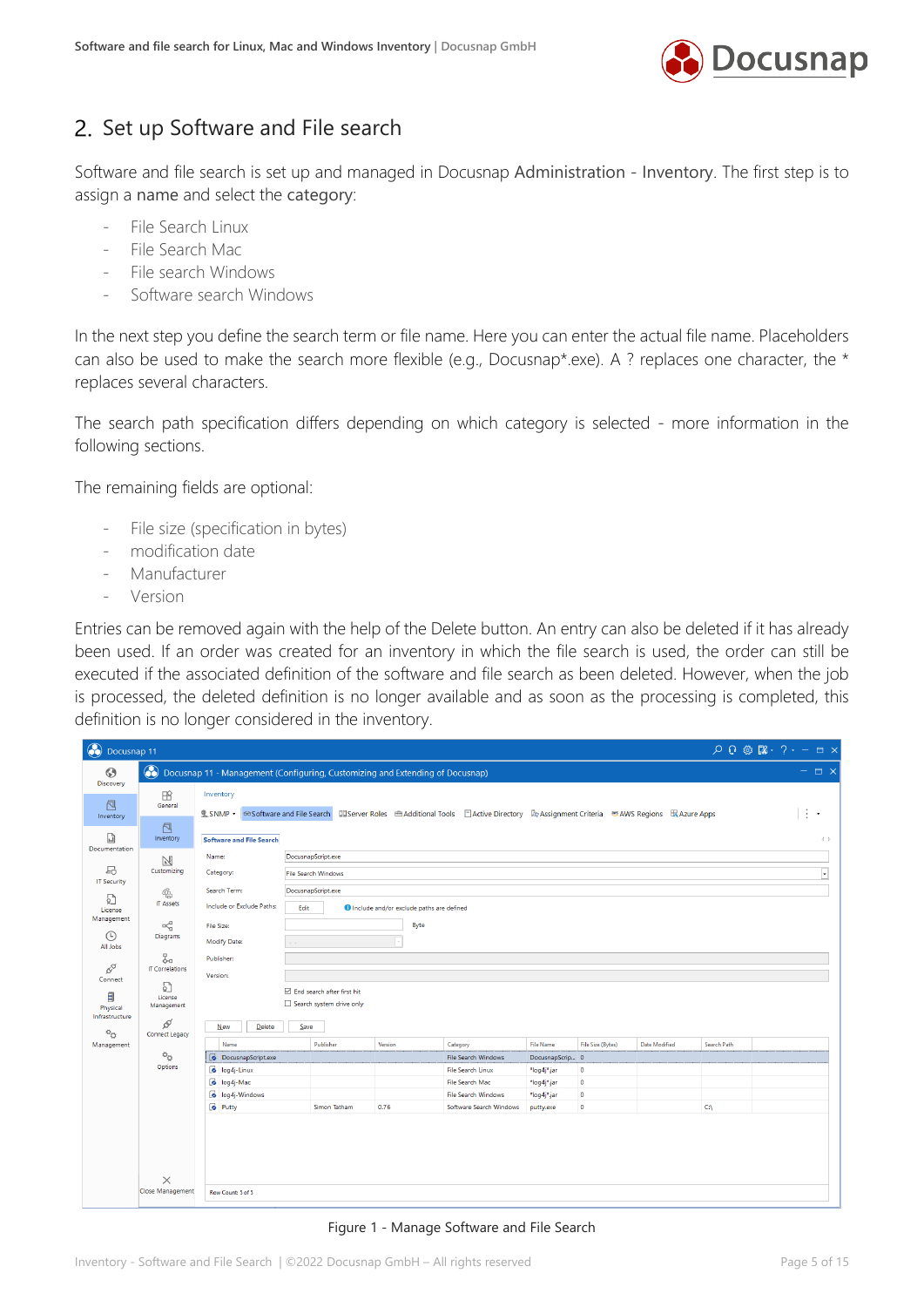## 2. Set up Software and File search

Software and file search is set up and managed in Docusnap Administration - Inventory. The first step is to assign a name and select the category:

- File Search Linux
- File Search Mac
- File search Windows
- Software search Windows

In the next step you define the search term or file name. Here you can enter the actual file name. Placeholders can also be used to make the search more flexible (e.g., Docusnap*.exe). A ? replaces one character, the * replaces several characters.

The search path specification differs depending on which category is selected - more information in the following sections.

The remaining fields are optional:

- File size (specification in bytes)
- modification date
- Manufacturer
- Version

Entries can be removed again with the help of the Delete button. An entry can also be deleted if it has already been used. If an order was created for an inventory in which the file search is used, the order can still be executed if the associated definition of the software and file search as been deleted. However, when the job is processed, the deleted definition is no longer available and as soon as the processing is completed, this definition is no longer considered in the inventory.

Figure 1 - Manage Software and File Search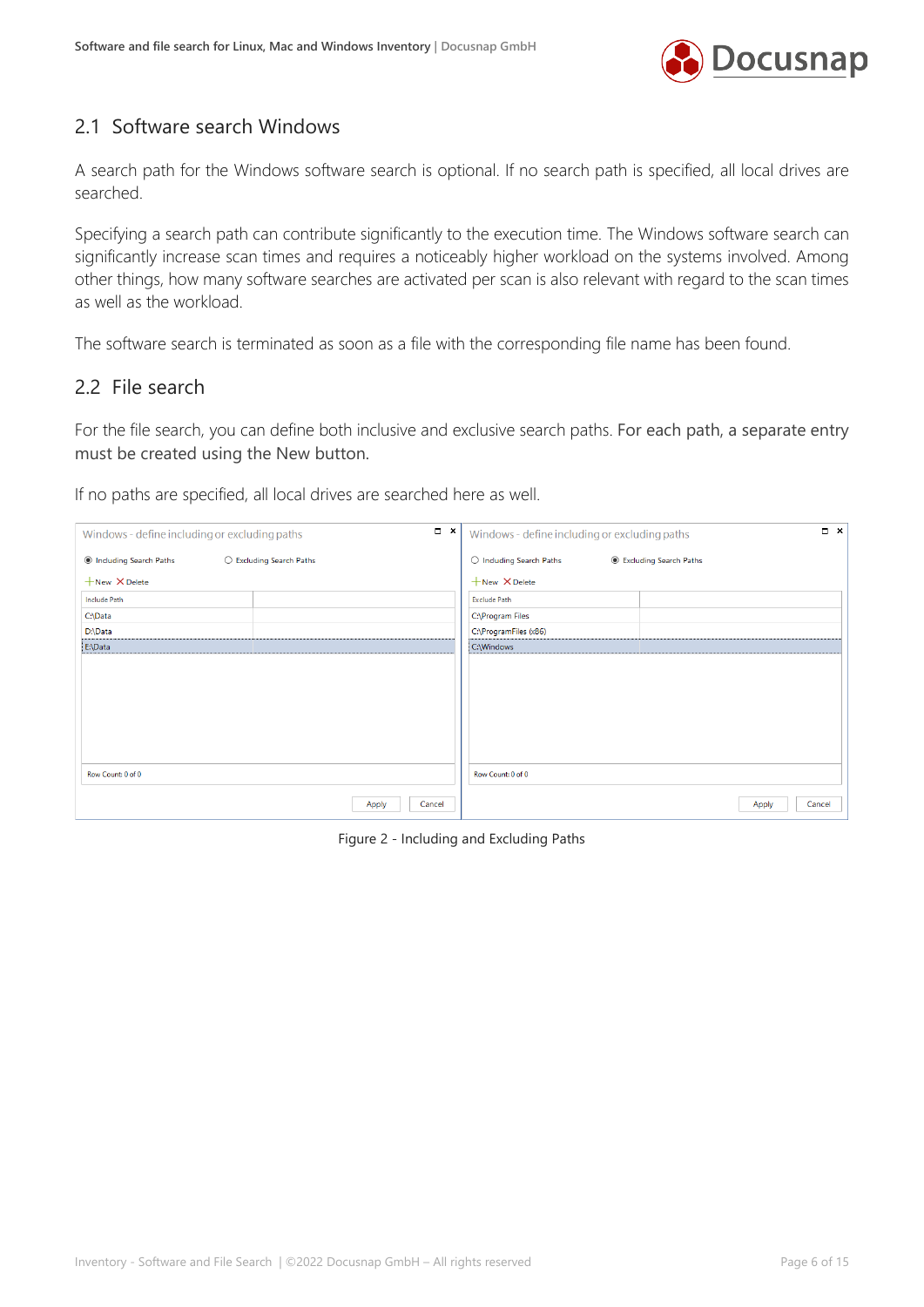## 2.1 Software search Windows

A search path for the Windows software search is optional. If no search path is specified, all local drives are searched.

Specifying a search path can contribute significantly to the execution time. The Windows software search can significantly increase scan times and requires a noticeably higher workload on the systems involved. Among other things, how many software searches are activated per scan is also relevant with regard to the scan times as well as the workload.

The software search is terminated as soon as a file with the corresponding file name has been found.

## 2.2 File search

For the file search, you can define both inclusive and exclusive search paths. For each path, a separate entry must be created using the New button.

If no paths are specified, all local drives are searched here as well.

Figure 2 - Including and Excluding Paths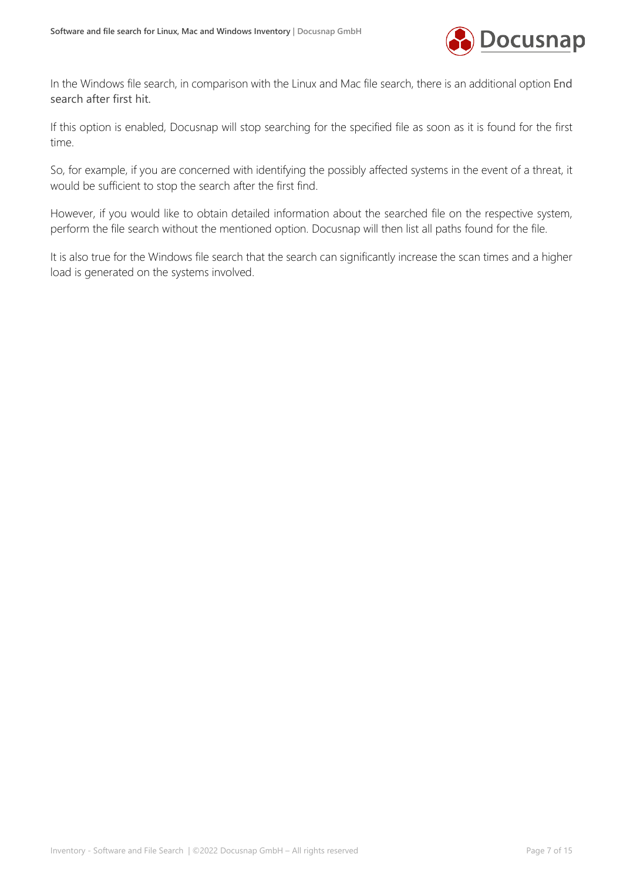In the Windows file search, in comparison with the Linux and Mac file search, there is an additional option End search after first hit.

If this option is enabled, Docusnap will stop searching for the specified file as soon as it is found for the first time.

So, for example, if you are concerned with identifying the possibly affected systems in the event of a threat, it would be sufficient to stop the search after the first find.

However, if you would like to obtain detailed information about the searched file on the respective system, perform the file search without the mentioned option. Docusnap will then list all paths found for the file.

It is also true for the Windows file search that the search can significantly increase the scan times and a higher load is generated on the systems involved.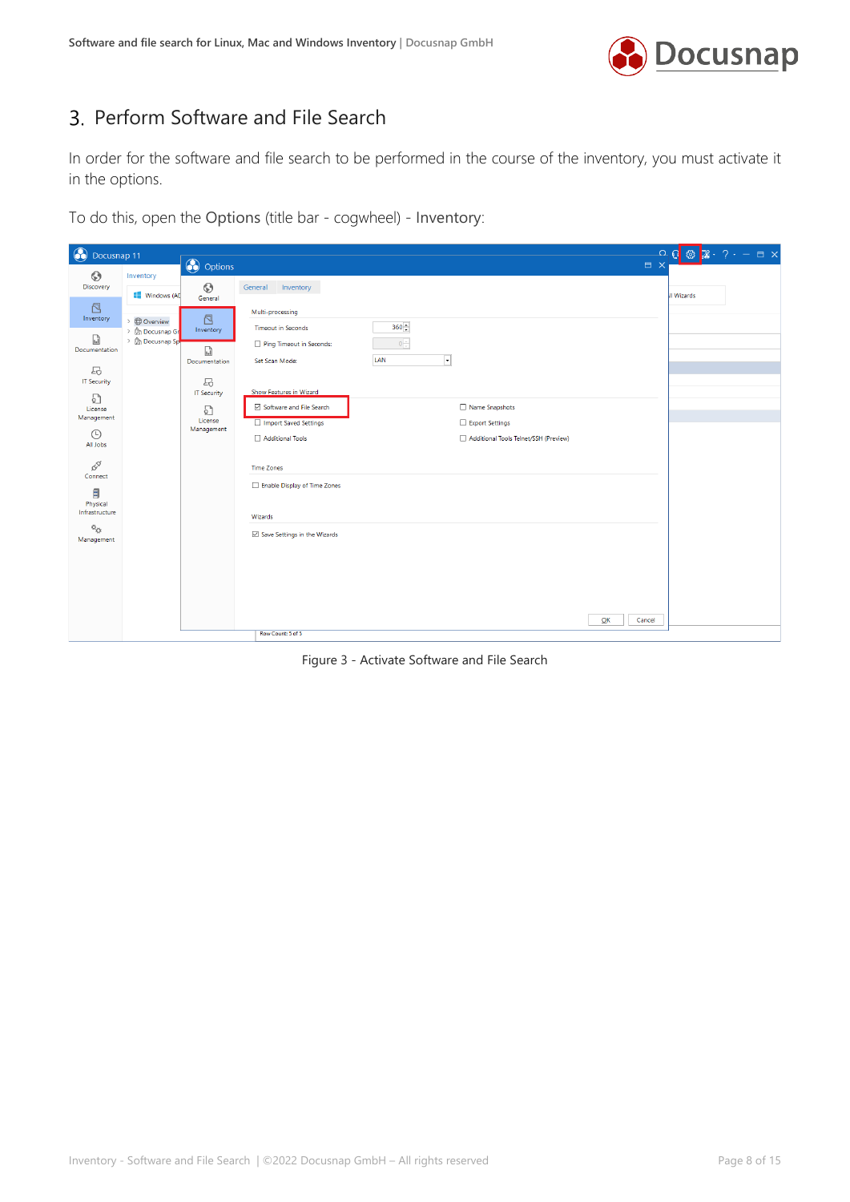# 3. Perform Software and File Search

In order for the software and file search to be performed in the course of the inventory, you must activate it in the options.

To do this, open the Options (title bar - cogwheel) - Inventory:

Figure 3 - Activate Software and File Search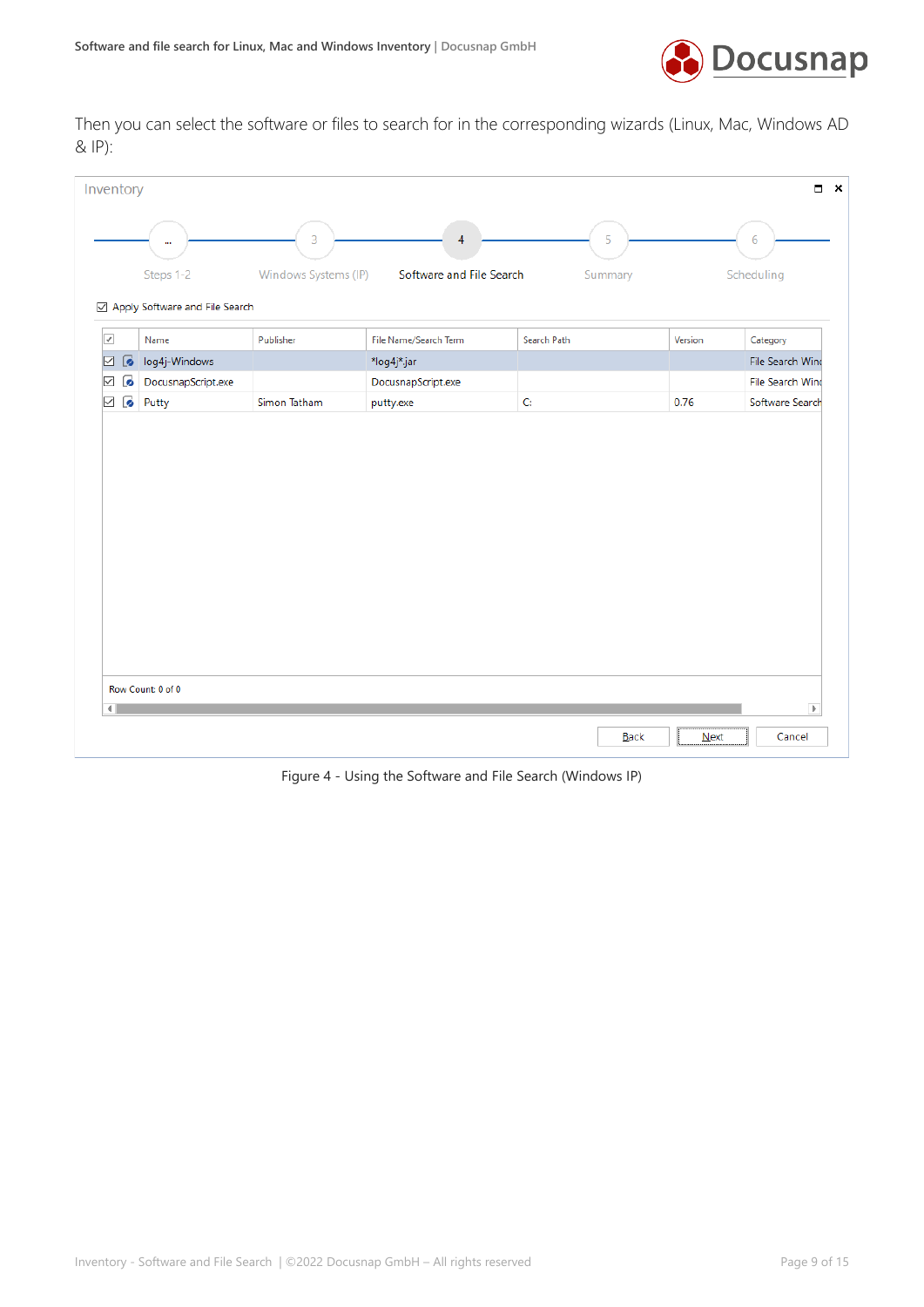Then you can select the software or files to search for in the corresponding wizards (Linux, Mac, Windows AD & IP):

Figure 4 - Using the Software and File Search (Windows IP)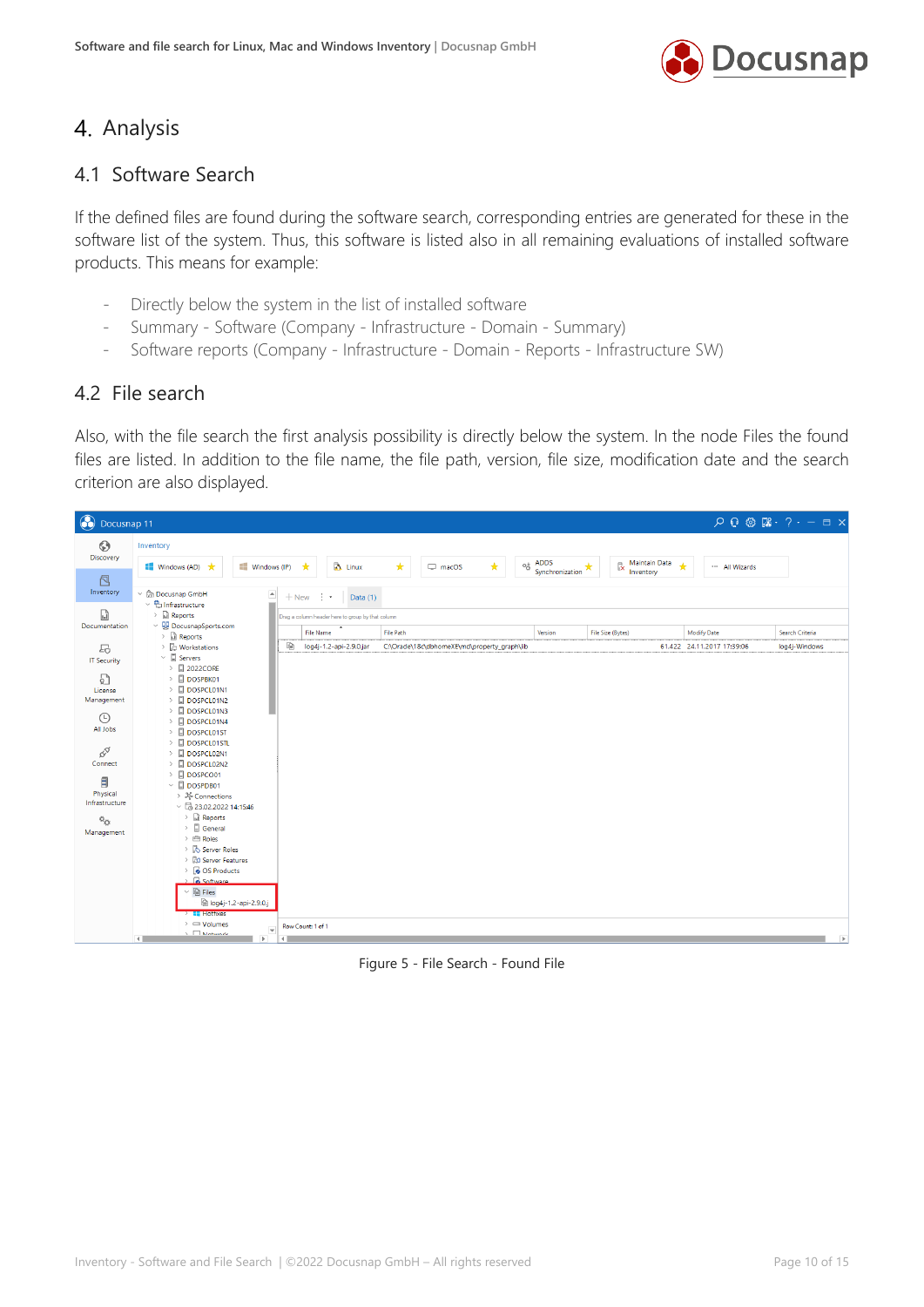# 4. Analysis

## 4.1 Software Search

If the defined files are found during the software search, corresponding entries are generated for these in the software list of the system. Thus, this software is listed also in all remaining evaluations of installed software products. This means for example:

- Directly below the system in the list of installed software
- Summary - Software (Company - Infrastructure - Domain - Summary)
- Software reports (Company - Infrastructure - Domain - Reports - Infrastructure SW)

## 4.2 File search

Also, with the file search the first analysis possibility is directly below the system. In the node Files the found files are listed. In addition to the file name, the file path, version, file size, modification date and the search criterion are also displayed.

Figure 5 - File Search - Found File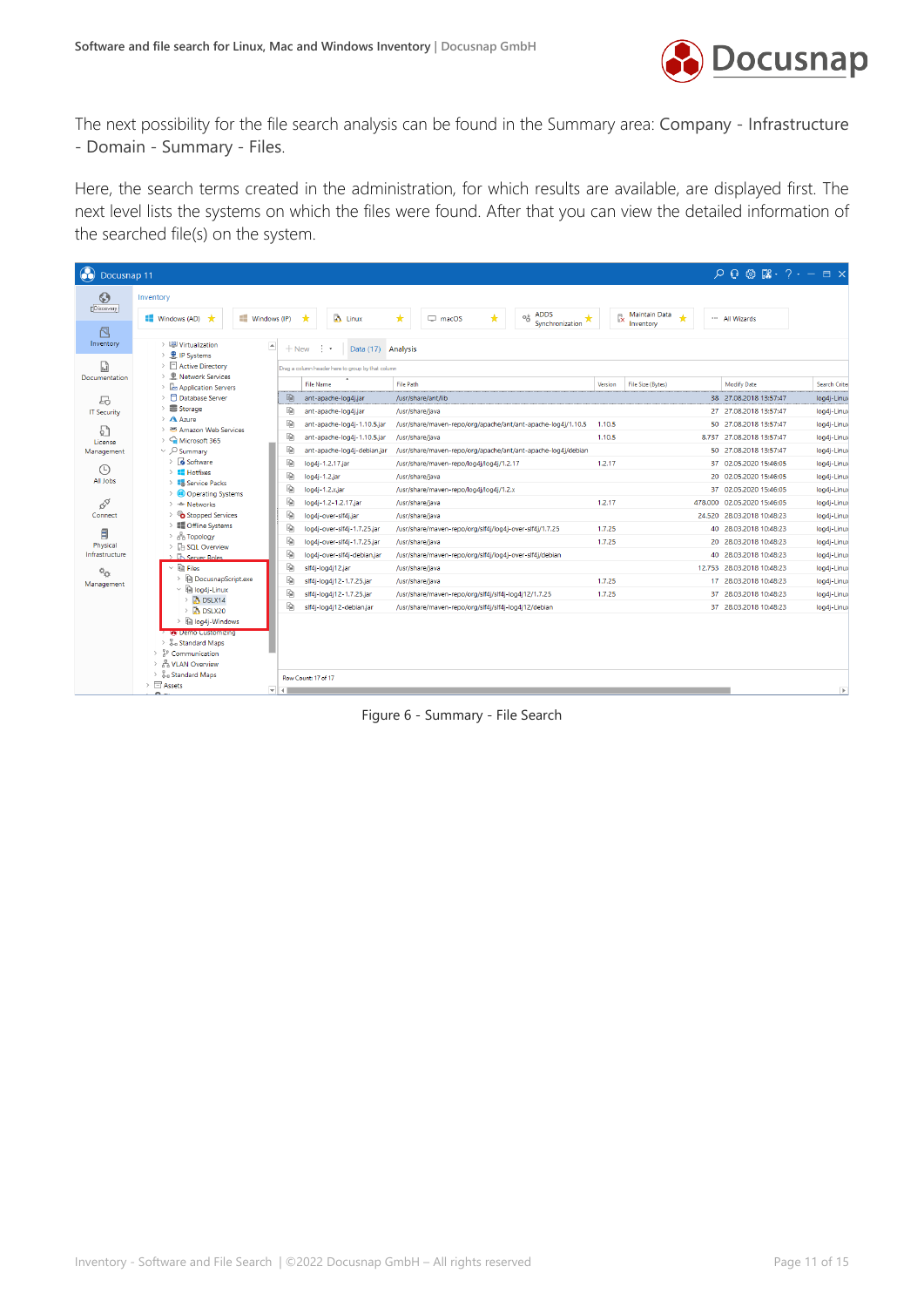The next possibility for the file search analysis can be found in the Summary area: Company - Infrastructure - Domain - Summary - Files.

Here, the search terms created in the administration, for which results are available, are displayed first. The next level lists the systems on which the files were found. After that you can view the detailed information of the searched file(s) on the system.

Figure 6 - Summary - File Search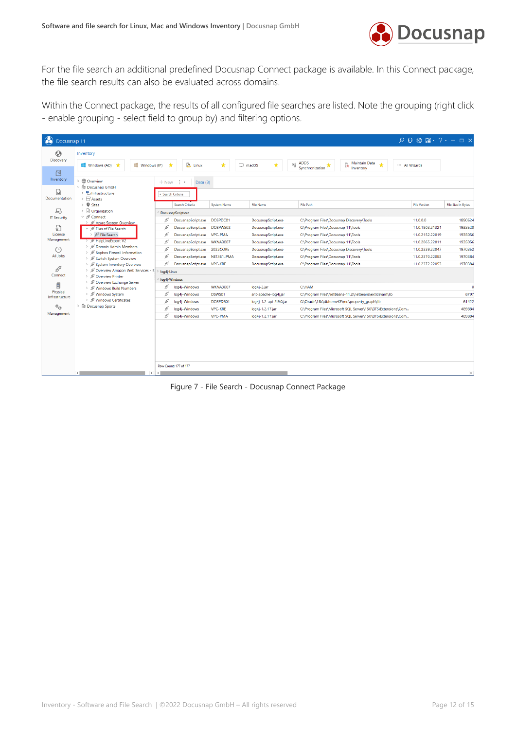For the file search an additional predefined Docusnap Connect package is available. In this Connect package, the file search results can also be evaluated across domains.

Within the Connect package, the results of all configured file searches are listed. Note the grouping (right click - enable grouping - select field to group by) and filtering options.

Figure 7 - File Search - Docusnap Connect Package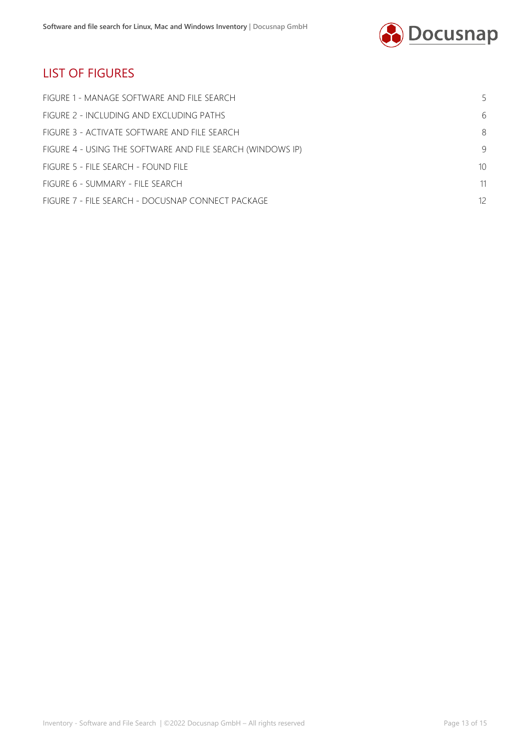## LIST OF FIGURES

| | |
|---|---|
| FIGURE 1 - MANAGE SOFTWARE AND FILE SEARCH | 5 |
| FIGURE 2 - INCLUDING AND EXCLUDING PATHS | 6 |
| FIGURE 3 - ACTIVATE SOFTWARE AND FILE SEARCH | 8 |
| FIGURE 4 - USING THE SOFTWARE AND FILE SEARCH (WINDOWS IP) | 9 |
| FIGURE 5 - FILE SEARCH - FOUND FILE | 10 |
| FIGURE 6 - SUMMARY - FILE SEARCH | 11 |
| FIGURE 7 - FILE SEARCH - DOCUSNAP CONNECT PACKAGE | 12 |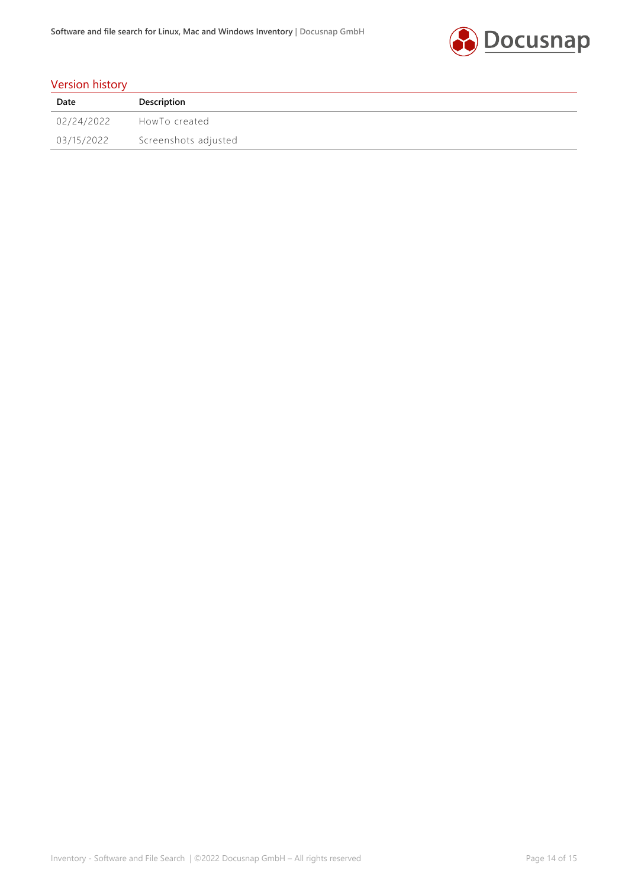## Version history

| Date | Description |
|---|---|
| 02/24/2022 | HowTo created |
| 03/15/2022 | Screenshots adjusted |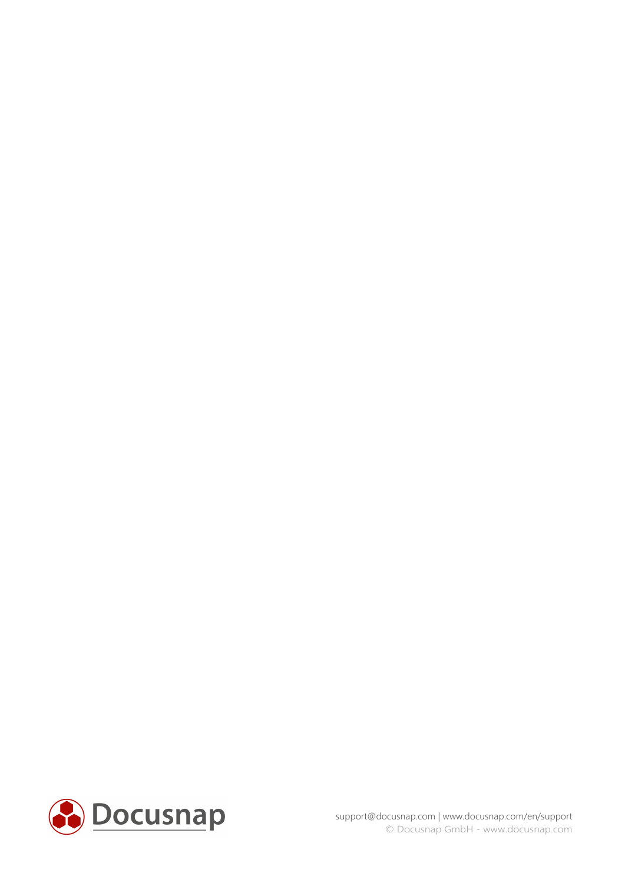support@docusnap.com | www.docusnap.com/en/support

© Docusnap GmbH - www.docusnap.com